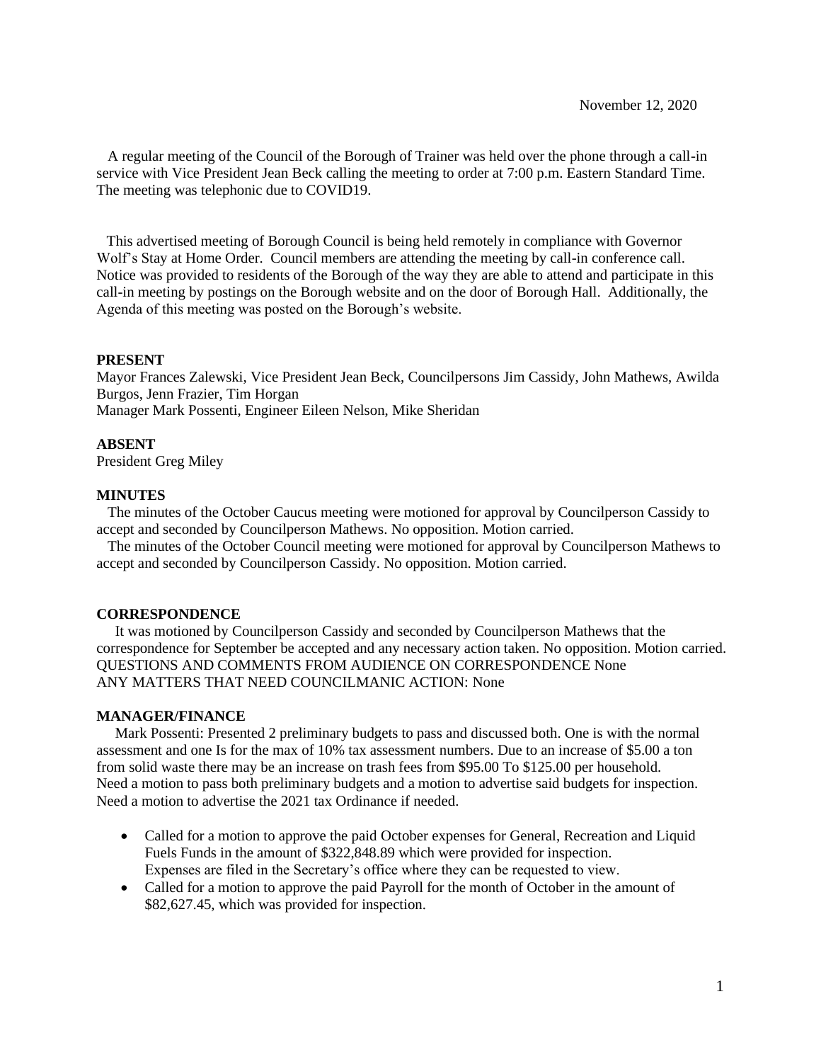November 12, 2020

A regular meeting of the Council of the Borough of Trainer was held over the phone through a call-in service with Vice President Jean Beck calling the meeting to order at 7:00 p.m. Eastern Standard Time. The meeting was telephonic due to COVID19.

This advertised meeting of Borough Council is being held remotely in compliance with Governor Wolf's Stay at Home Order. Council members are attending the meeting by call-in conference call. Notice was provided to residents of the Borough of the way they are able to attend and participate in this call-in meeting by postings on the Borough website and on the door of Borough Hall. Additionally, the Agenda of this meeting was posted on the Borough's website.

## PRESENT

Mayor Frances Zalewski, Vice President Jean Beck, Councilpersons Jim Cassidy, John Mathews, Awilda Burgos, Jenn Frazier, Tim Horgan
Manager Mark Possenti, Engineer Eileen Nelson, Mike Sheridan

## ABSENT

President Greg Miley

## MINUTES

The minutes of the October Caucus meeting were motioned for approval by Councilperson Cassidy to accept and seconded by Councilperson Mathews. No opposition. Motion carried.

The minutes of the October Council meeting were motioned for approval by Councilperson Mathews to accept and seconded by Councilperson Cassidy. No opposition. Motion carried.

## CORRESPONDENCE

It was motioned by Councilperson Cassidy and seconded by Councilperson Mathews that the correspondence for September be accepted and any necessary action taken. No opposition. Motion carried.
QUESTIONS AND COMMENTS FROM AUDIENCE ON CORRESPONDENCE None
ANY MATTERS THAT NEED COUNCILMANIC ACTION: None

## MANAGER/FINANCE

Mark Possenti: Presented 2 preliminary budgets to pass and discussed both. One is with the normal assessment and one Is for the max of 10% tax assessment numbers. Due to an increase of $5.00 a ton from solid waste there may be an increase on trash fees from $95.00 To $125.00 per household. Need a motion to pass both preliminary budgets and a motion to advertise said budgets for inspection. Need a motion to advertise the 2021 tax Ordinance if needed.

- Called for a motion to approve the paid October expenses for General, Recreation and Liquid Fuels Funds in the amount of $322,848.89 which were provided for inspection. Expenses are filed in the Secretary's office where they can be requested to view.
- Called for a motion to approve the paid Payroll for the month of October in the amount of $82,627.45, which was provided for inspection.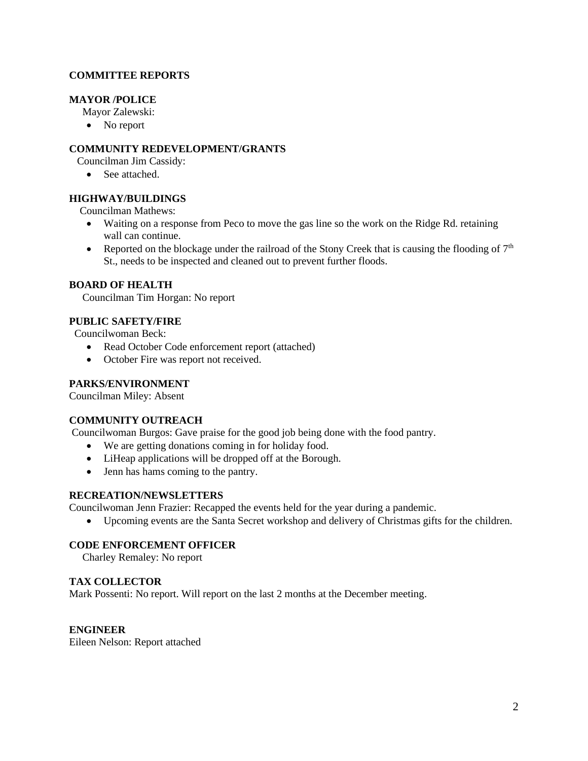## COMMITTEE REPORTS

### MAYOR /POLICE

Mayor Zalewski:

- No report

### COMMUNITY REDEVELOPMENT/GRANTS

Councilman Jim Cassidy:

- See attached.

### HIGHWAY/BUILDINGS

Councilman Mathews:

- Waiting on a response from Peco to move the gas line so the work on the Ridge Rd. retaining wall can continue.
- Reported on the blockage under the railroad of the Stony Creek that is causing the flooding of 7th St., needs to be inspected and cleaned out to prevent further floods.

### BOARD OF HEALTH

Councilman Tim Horgan: No report

### PUBLIC SAFETY/FIRE

Councilwoman Beck:

- Read October Code enforcement report (attached)
- October Fire was report not received.

### PARKS/ENVIRONMENT

Councilman Miley: Absent

### COMMUNITY OUTREACH

Councilwoman Burgos: Gave praise for the good job being done with the food pantry.

- We are getting donations coming in for holiday food.
- LiHeap applications will be dropped off at the Borough.
- Jenn has hams coming to the pantry.

### RECREATION/NEWSLETTERS

Councilwoman Jenn Frazier: Recapped the events held for the year during a pandemic.

- Upcoming events are the Santa Secret workshop and delivery of Christmas gifts for the children.

### CODE ENFORCEMENT OFFICER

Charley Remaley: No report

### TAX COLLECTOR

Mark Possenti: No report. Will report on the last 2 months at the December meeting.

### ENGINEER

Eileen Nelson: Report attached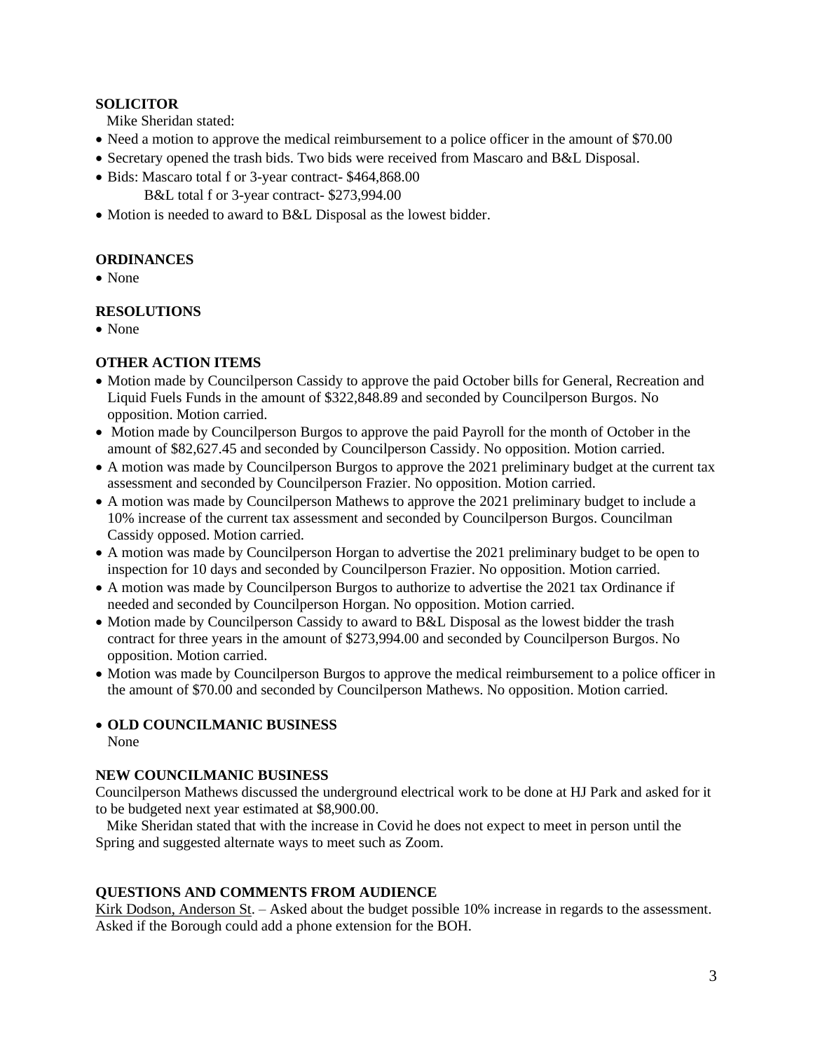**SOLICITOR**

Mike Sheridan stated:

- Need a motion to approve the medical reimbursement to a police officer in the amount of $70.00
- Secretary opened the trash bids. Two bids were received from Mascaro and B&L Disposal.
- Bids: Mascaro total f or 3-year contract- $464,868.00
  B&L total f or 3-year contract- $273,994.00
- Motion is needed to award to B&L Disposal as the lowest bidder.

**ORDINANCES**

- None

**RESOLUTIONS**

- None

**OTHER ACTION ITEMS**

- Motion made by Councilperson Cassidy to approve the paid October bills for General, Recreation and Liquid Fuels Funds in the amount of $322,848.89 and seconded by Councilperson Burgos. No opposition. Motion carried.
- Motion made by Councilperson Burgos to approve the paid Payroll for the month of October in the amount of $82,627.45 and seconded by Councilperson Cassidy. No opposition. Motion carried.
- A motion was made by Councilperson Burgos to approve the 2021 preliminary budget at the current tax assessment and seconded by Councilperson Frazier. No opposition. Motion carried.
- A motion was made by Councilperson Mathews to approve the 2021 preliminary budget to include a 10% increase of the current tax assessment and seconded by Councilperson Burgos. Councilman Cassidy opposed. Motion carried.
- A motion was made by Councilperson Horgan to advertise the 2021 preliminary budget to be open to inspection for 10 days and seconded by Councilperson Frazier. No opposition. Motion carried.
- A motion was made by Councilperson Burgos to authorize to advertise the 2021 tax Ordinance if needed and seconded by Councilperson Horgan. No opposition. Motion carried.
- Motion made by Councilperson Cassidy to award to B&L Disposal as the lowest bidder the trash contract for three years in the amount of $273,994.00 and seconded by Councilperson Burgos. No opposition. Motion carried.
- Motion was made by Councilperson Burgos to approve the medical reimbursement to a police officer in the amount of $70.00 and seconded by Councilperson Mathews. No opposition. Motion carried.

- **OLD COUNCILMANIC BUSINESS**
  None

**NEW COUNCILMANIC BUSINESS**

Councilperson Mathews discussed the underground electrical work to be done at HJ Park and asked for it to be budgeted next year estimated at $8,900.00.

Mike Sheridan stated that with the increase in Covid he does not expect to meet in person until the Spring and suggested alternate ways to meet such as Zoom.

**QUESTIONS AND COMMENTS FROM AUDIENCE**

Kirk Dodson, Anderson St. – Asked about the budget possible 10% increase in regards to the assessment. Asked if the Borough could add a phone extension for the BOH.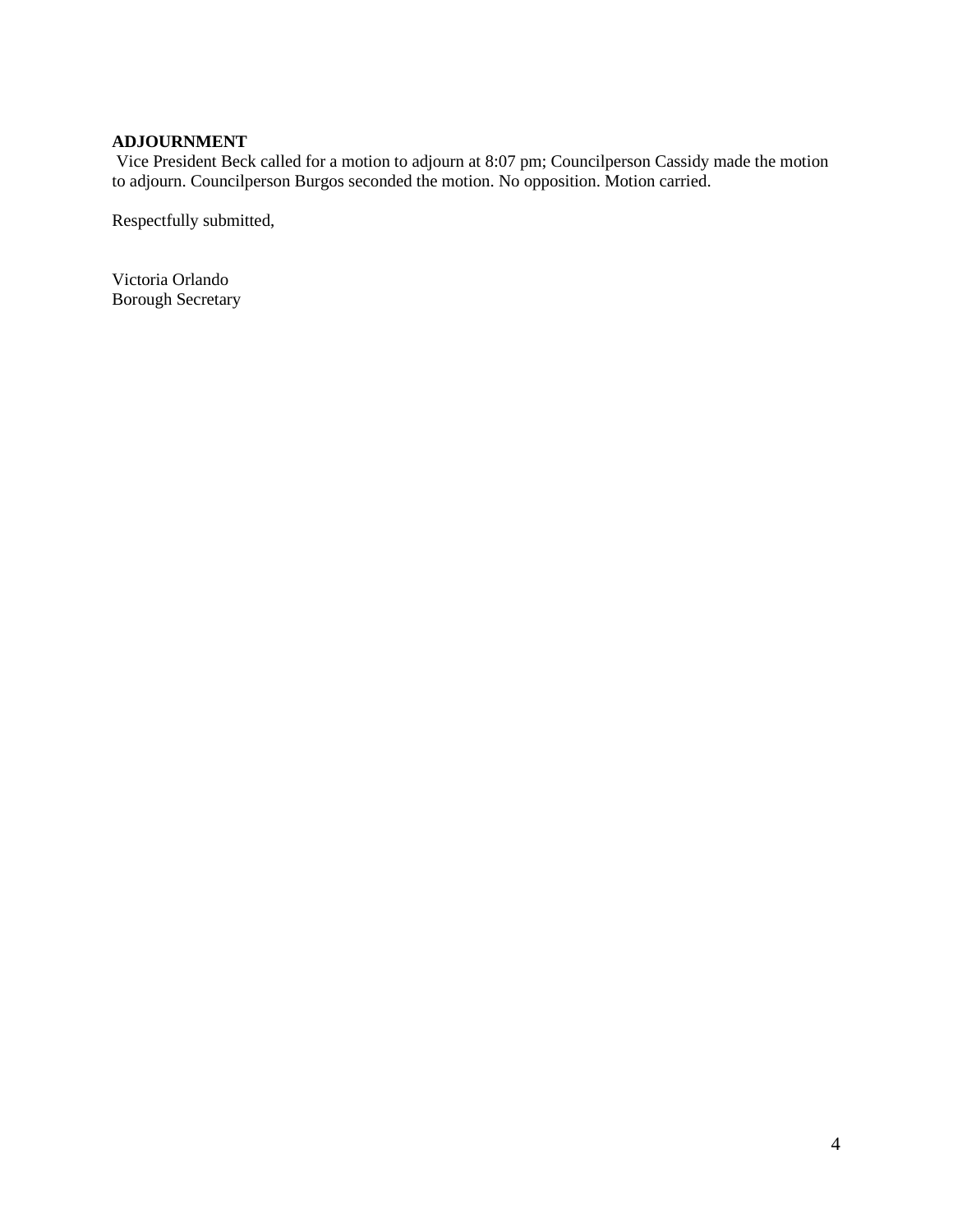**ADJOURNMENT**

Vice President Beck called for a motion to adjourn at 8:07 pm; Councilperson Cassidy made the motion to adjourn. Councilperson Burgos seconded the motion. No opposition. Motion carried.

Respectfully submitted,

Victoria Orlando
Borough Secretary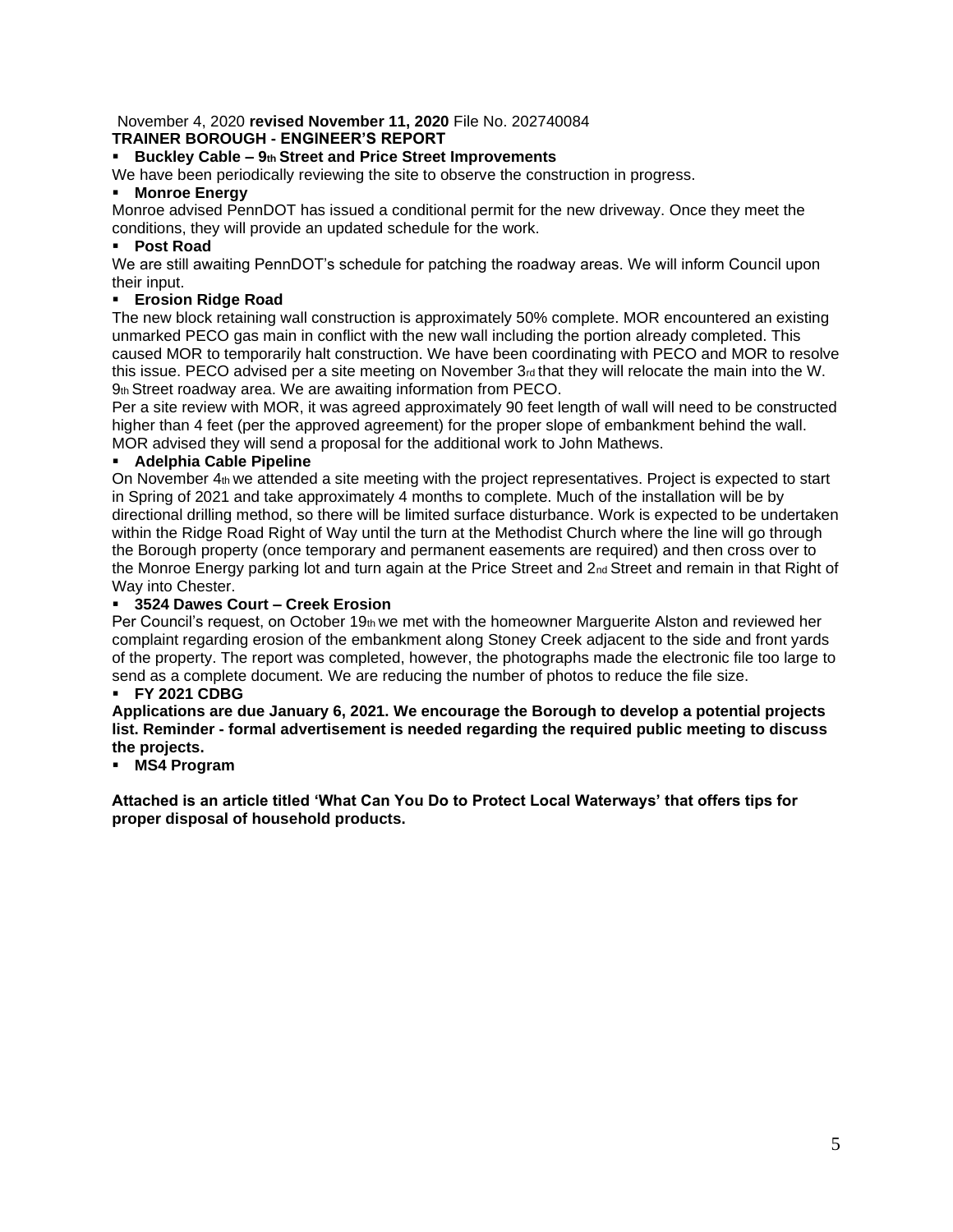November 4, 2020 **revised November 11, 2020** File No. 202740084

**TRAINER BOROUGH - ENGINEER'S REPORT**

- **Buckley Cable – 9th Street and Price Street Improvements**

We have been periodically reviewing the site to observe the construction in progress.

- **Monroe Energy**

Monroe advised PennDOT has issued a conditional permit for the new driveway. Once they meet the conditions, they will provide an updated schedule for the work.

- **Post Road**

We are still awaiting PennDOT's schedule for patching the roadway areas. We will inform Council upon their input.

- **Erosion Ridge Road**

The new block retaining wall construction is approximately 50% complete. MOR encountered an existing unmarked PECO gas main in conflict with the new wall including the portion already completed. This caused MOR to temporarily halt construction. We have been coordinating with PECO and MOR to resolve this issue. PECO advised per a site meeting on November 3rd that they will relocate the main into the W. 9th Street roadway area. We are awaiting information from PECO.

Per a site review with MOR, it was agreed approximately 90 feet length of wall will need to be constructed higher than 4 feet (per the approved agreement) for the proper slope of embankment behind the wall. MOR advised they will send a proposal for the additional work to John Mathews.

- **Adelphia Cable Pipeline**

On November 4th we attended a site meeting with the project representatives. Project is expected to start in Spring of 2021 and take approximately 4 months to complete. Much of the installation will be by directional drilling method, so there will be limited surface disturbance. Work is expected to be undertaken within the Ridge Road Right of Way until the turn at the Methodist Church where the line will go through the Borough property (once temporary and permanent easements are required) and then cross over to the Monroe Energy parking lot and turn again at the Price Street and 2nd Street and remain in that Right of Way into Chester.

- **3524 Dawes Court – Creek Erosion**

Per Council's request, on October 19th we met with the homeowner Marguerite Alston and reviewed her complaint regarding erosion of the embankment along Stoney Creek adjacent to the side and front yards of the property. The report was completed, however, the photographs made the electronic file too large to send as a complete document. We are reducing the number of photos to reduce the file size.

- **FY 2021 CDBG**

**Applications are due January 6, 2021. We encourage the Borough to develop a potential projects list. Reminder - formal advertisement is needed regarding the required public meeting to discuss the projects.**

- **MS4 Program**

**Attached is an article titled 'What Can You Do to Protect Local Waterways' that offers tips for proper disposal of household products.**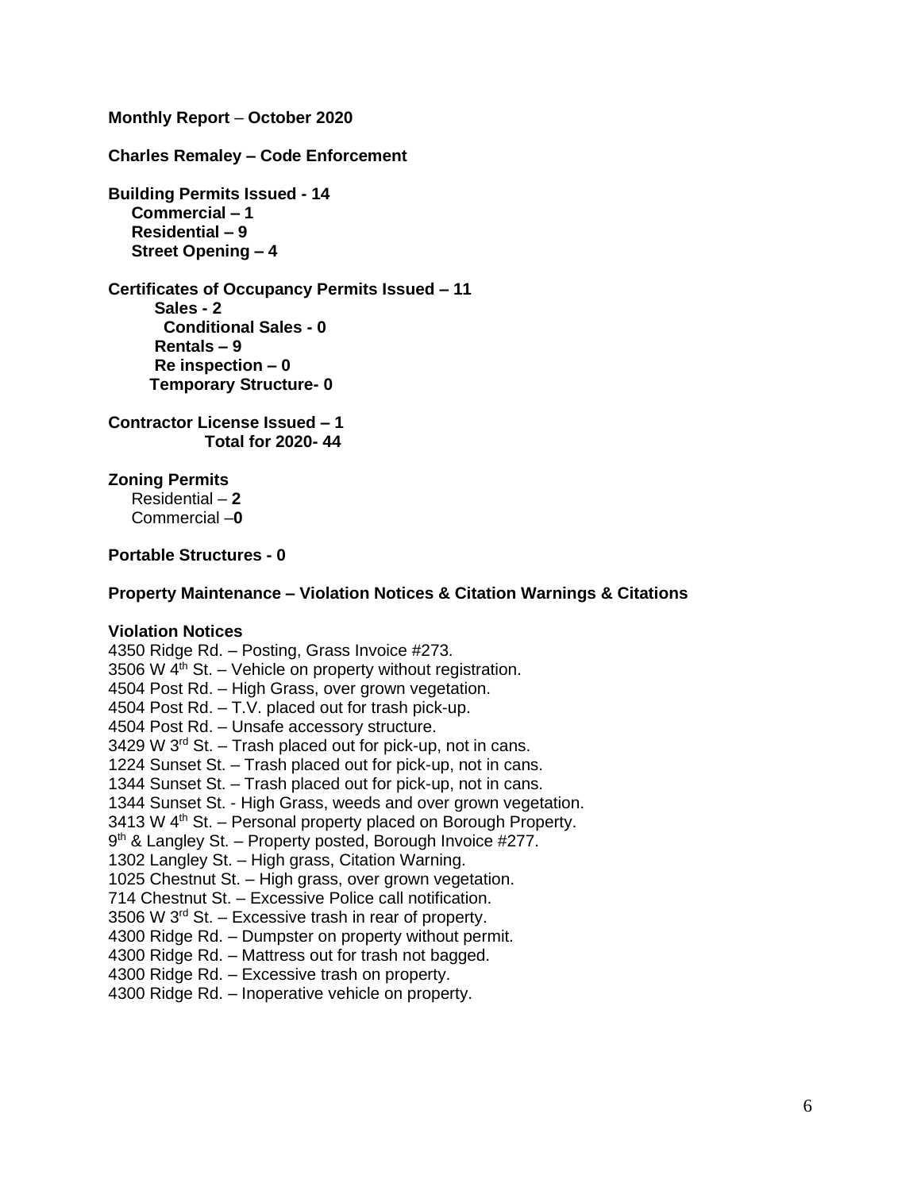**Monthly Report** – **October 2020**

**Charles Remaley – Code Enforcement**

**Building Permits Issued - 14**
- **Commercial – 1**
- **Residential – 9**
- **Street Opening – 4**

**Certificates of Occupancy Permits Issued – 11**
- **Sales - 2**
  - **Conditional Sales - 0**
- **Rentals – 9**
- **Re inspection – 0**
- **Temporary Structure- 0**

**Contractor License Issued – 1**
**Total for 2020- 44**

**Zoning Permits**
- Residential – **2**
- Commercial –**0**

**Portable Structures - 0**

**Property Maintenance – Violation Notices & Citation Warnings & Citations**

**Violation Notices**

4350 Ridge Rd. – Posting, Grass Invoice #273.
3506 W 4th St. – Vehicle on property without registration.
4504 Post Rd. – High Grass, over grown vegetation.
4504 Post Rd. – T.V. placed out for trash pick-up.
4504 Post Rd. – Unsafe accessory structure.
3429 W 3rd St. – Trash placed out for pick-up, not in cans.
1224 Sunset St. – Trash placed out for pick-up, not in cans.
1344 Sunset St. – Trash placed out for pick-up, not in cans.
1344 Sunset St. - High Grass, weeds and over grown vegetation.
3413 W 4th St. – Personal property placed on Borough Property.
9th & Langley St. – Property posted, Borough Invoice #277.
1302 Langley St. – High grass, Citation Warning.
1025 Chestnut St. – High grass, over grown vegetation.
714 Chestnut St. – Excessive Police call notification.
3506 W 3rd St. – Excessive trash in rear of property.
4300 Ridge Rd. – Dumpster on property without permit.
4300 Ridge Rd. – Mattress out for trash not bagged.
4300 Ridge Rd. – Excessive trash on property.
4300 Ridge Rd. – Inoperative vehicle on property.